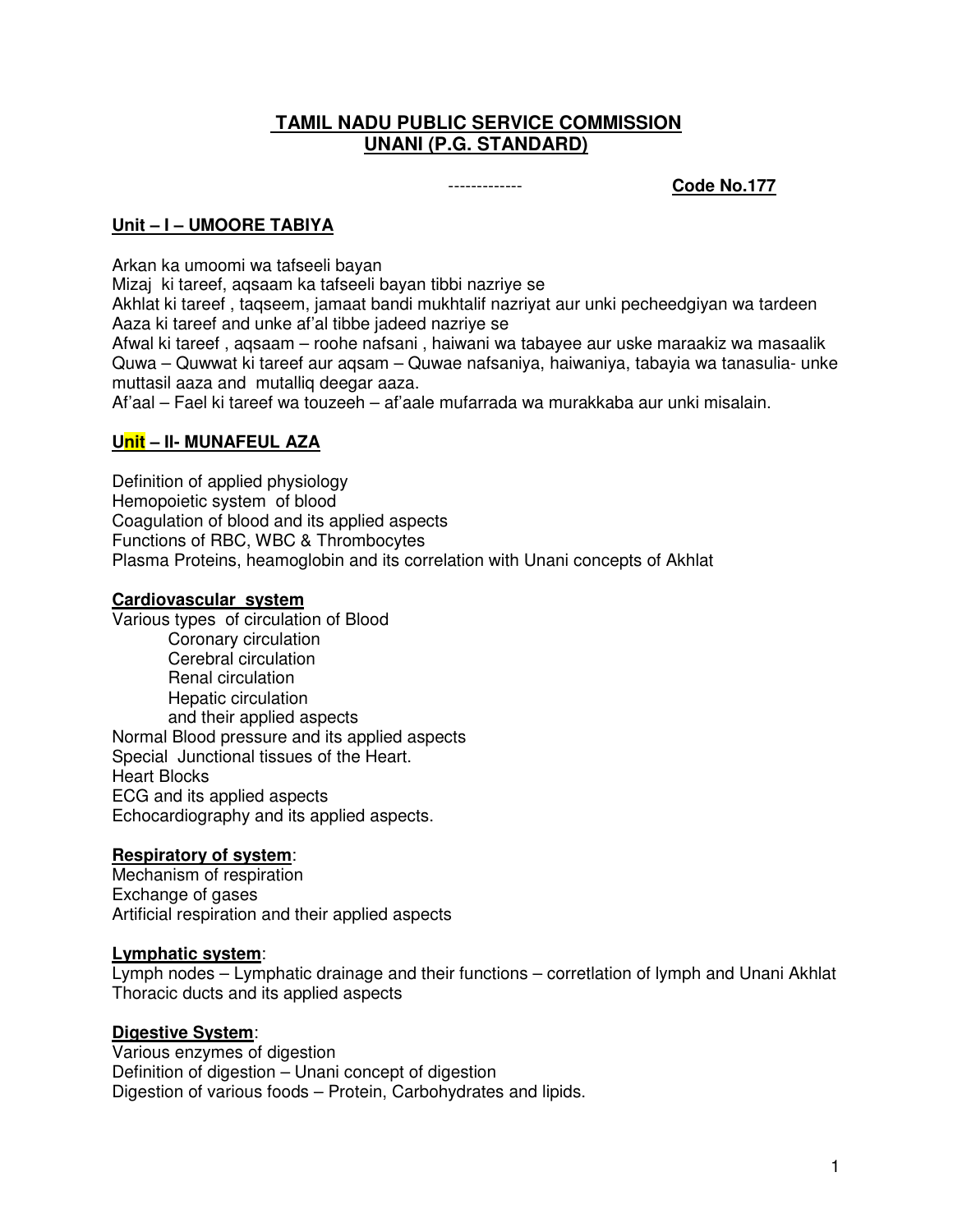# TAMIL NADU PUBLIC SERVICE COMMISSION
## UNANI (P.G. STANDARD)

------------- **Code No.177**

### Unit – I – UMOORE TABIYA

Arkan ka umoomi wa tafseeli bayan
Mizaj ki tareef, aqsaam ka tafseeli bayan tibbi nazriye se
Akhlat ki tareef , taqseem, jamaat bandi mukhtalif nazriyat aur unki pecheedgiyan wa tardeen
Aaza ki tareef and unke af'al tibbe jadeed nazriye se
Afwal ki tareef , aqsaam – roohe nafsani , haiwani wa tabayee aur uske maraakiz wa masaalik
Quwa – Quwwat ki tareef aur aqsam – Quwae nafsaniya, haiwaniya, tabayia wa tanasulia- unke muttasil aaza and mutalliq deegar aaza.
Af'aal – Fael ki tareef wa touzeeh – af'aale mufarrada wa murakkaba aur unki misalain.

### Unit – II- MUNAFEUL AZA

Definition of applied physiology
Hemopoietic system of blood
Coagulation of blood and its applied aspects
Functions of RBC, WBC & Thrombocytes
Plasma Proteins, heamoglobin and its correlation with Unani concepts of Akhlat

**Cardiovascular system**

Various types of circulation of Blood
- Coronary circulation
- Cerebral circulation
- Renal circulation
- Hepatic circulation
- and their applied aspects

Normal Blood pressure and its applied aspects
Special Junctional tissues of the Heart.
Heart Blocks
ECG and its applied aspects
Echocardiography and its applied aspects.

**Respiratory of system**:

Mechanism of respiration
Exchange of gases
Artificial respiration and their applied aspects

**Lymphatic system**:

Lymph nodes – Lymphatic drainage and their functions – corretlation of lymph and Unani Akhlat
Thoracic ducts and its applied aspects

**Digestive System**:

Various enzymes of digestion
Definition of digestion – Unani concept of digestion
Digestion of various foods – Protein, Carbohydrates and lipids.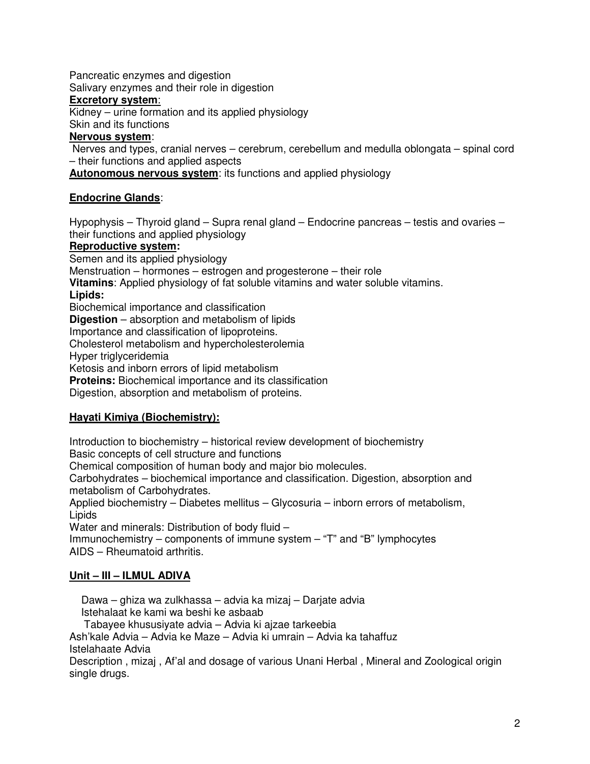Pancreatic enzymes and digestion
Salivary enzymes and their role in digestion

**Excretory system**:

Kidney – urine formation and its applied physiology
Skin and its functions

**Nervous system**:

Nerves and types, cranial nerves – cerebrum, cerebellum and medulla oblongata – spinal cord – their functions and applied aspects

**Autonomous nervous system**: its functions and applied physiology

**Endocrine Glands**:

Hypophysis – Thyroid gland – Supra renal gland – Endocrine pancreas – testis and ovaries – their functions and applied physiology

**Reproductive system:**

Semen and its applied physiology
Menstruation – hormones – estrogen and progesterone – their role

**Vitamins**: Applied physiology of fat soluble vitamins and water soluble vitamins.

**Lipids:**

Biochemical importance and classification
**Digestion** – absorption and metabolism of lipids
Importance and classification of lipoproteins.
Cholesterol metabolism and hypercholesterolemia
Hyper triglyceridemia
Ketosis and inborn errors of lipid metabolism

**Proteins:** Biochemical importance and its classification
Digestion, absorption and metabolism of proteins.

## Hayati Kimiya (Biochemistry):

Introduction to biochemistry – historical review development of biochemistry
Basic concepts of cell structure and functions
Chemical composition of human body and major bio molecules.
Carbohydrates – biochemical importance and classification. Digestion, absorption and metabolism of Carbohydrates.
Applied biochemistry – Diabetes mellitus – Glycosuria – inborn errors of metabolism, Lipids
Water and minerals: Distribution of body fluid –
Immunochemistry – components of immune system – "T" and "B" lymphocytes
AIDS – Rheumatoid arthritis.

## Unit – III – ILMUL ADIVA

Dawa – ghiza wa zulkhassa – advia ka mizaj – Darjate advia
Istehalaat ke kami wa beshi ke asbaab
Tabayee khususiyate advia – Advia ki ajzae tarkeebia
Ash'kale Advia – Advia ke Maze – Advia ki umrain – Advia ka tahaffuz
Istelahaate Advia
Description , mizaj , Af'al and dosage of various Unani Herbal , Mineral and Zoological origin single drugs.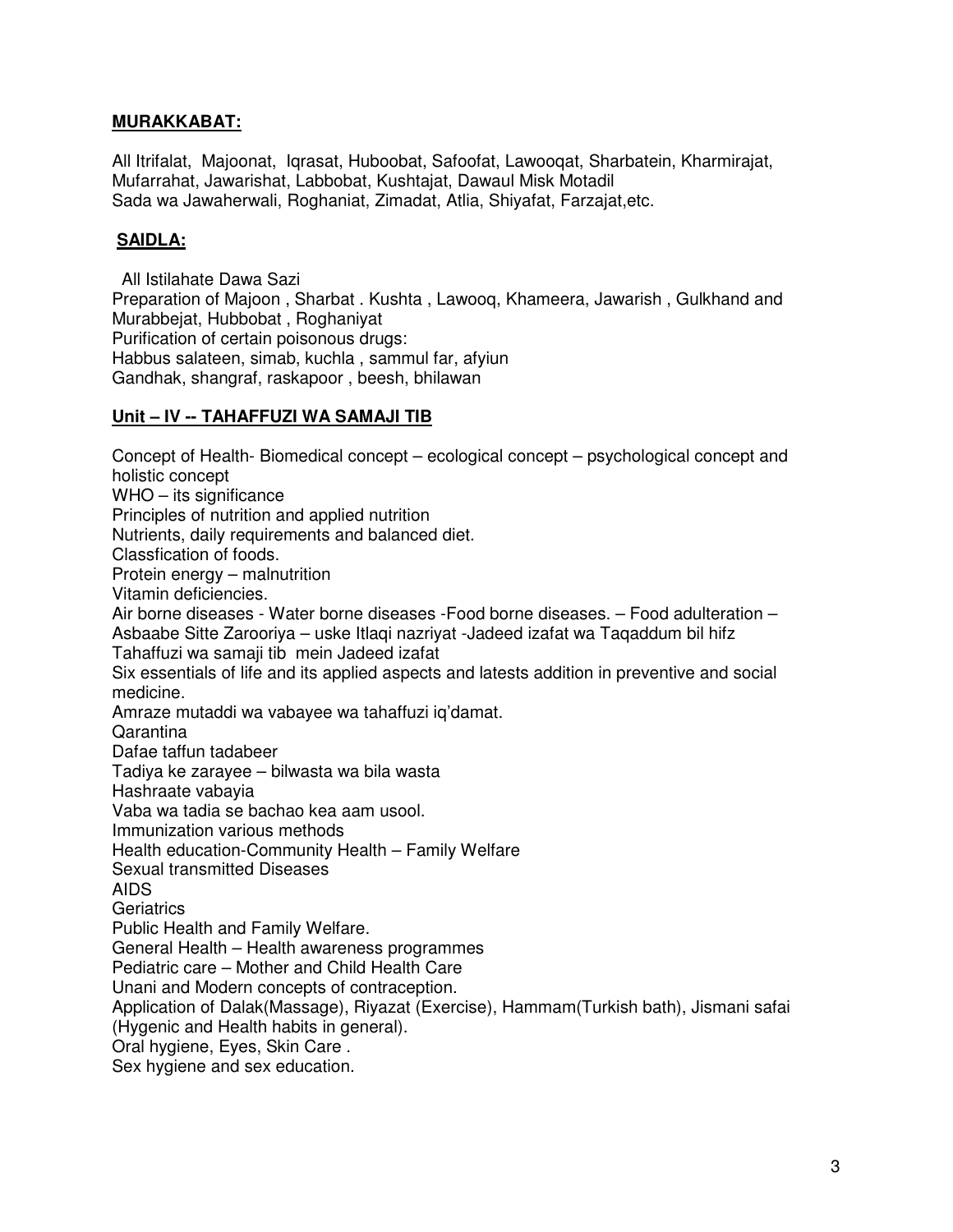**MURAKKABAT:**

All Itrifalat, Majoonat, Iqrasat, Huboobat, Safoofat, Lawooqat, Sharbatein, Kharmirajat, Mufarrahat, Jawarishat, Labbobat, Kushtajat, Dawaul Misk Motadil
Sada wa Jawaherwali, Roghaniat, Zimadat, Atlia, Shiyafat, Farzajat,etc.

**SAIDLA:**

All Istilahate Dawa Sazi
Preparation of Majoon , Sharbat . Kushta , Lawooq, Khameera, Jawarish , Gulkhand and Murabbejat, Hubbobat , Roghaniyat
Purification of certain poisonous drugs:
Habbus salateen, simab, kuchla , sammul far, afyiun
Gandhak, shangraf, raskapoor , beesh, bhilawan

**Unit – IV -- TAHAFFUZI WA SAMAJI TIB**

Concept of Health- Biomedical concept – ecological concept – psychological concept and holistic concept
WHO – its significance
Principles of nutrition and applied nutrition
Nutrients, daily requirements and balanced diet.
Classfication of foods.
Protein energy – malnutrition
Vitamin deficiencies.
Air borne diseases - Water borne diseases -Food borne diseases. – Food adulteration – Asbaabe Sitte Zarooriya – uske Itlaqi nazriyat -Jadeed izafat wa Taqaddum bil hifz
Tahaffuzi wa samaji tib mein Jadeed izafat
Six essentials of life and its applied aspects and latests addition in preventive and social medicine.
Amraze mutaddi wa vabayee wa tahaffuzi iq'damat.
Qarantina
Dafae taffun tadabeer
Tadiya ke zarayee – bilwasta wa bila wasta
Hashraate vabayia
Vaba wa tadia se bachao kea aam usool.
Immunization various methods
Health education-Community Health – Family Welfare
Sexual transmitted Diseases
AIDS
Geriatrics
Public Health and Family Welfare.
General Health – Health awareness programmes
Pediatric care – Mother and Child Health Care
Unani and Modern concepts of contraception.
Application of Dalak(Massage), Riyazat (Exercise), Hammam(Turkish bath), Jismani safai (Hygenic and Health habits in general).
Oral hygiene, Eyes, Skin Care .
Sex hygiene and sex education.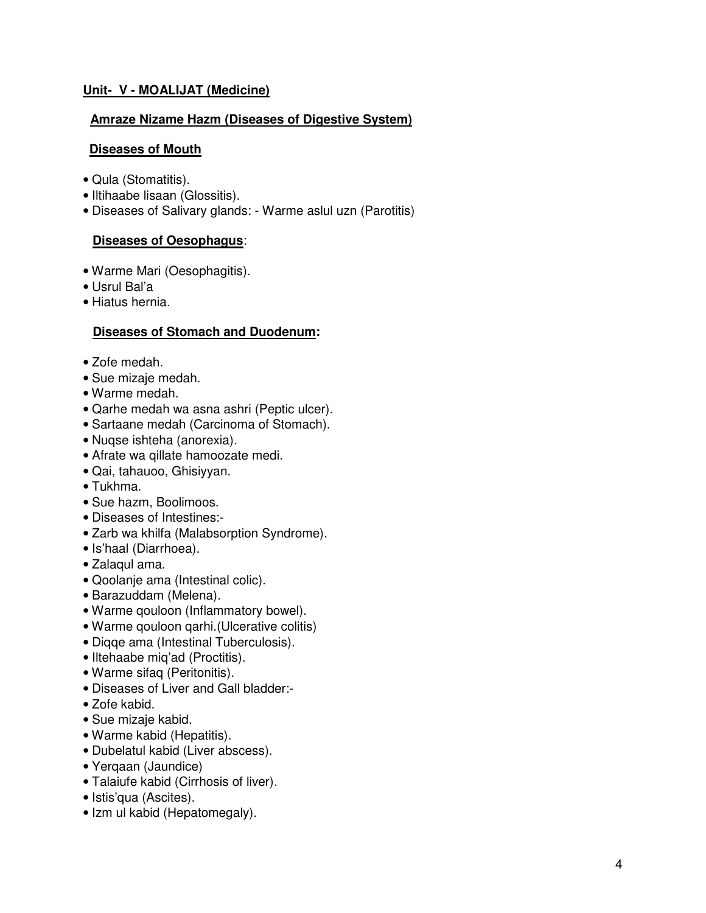## Unit- V - MOALIJAT (Medicine)

### Amraze Nizame Hazm (Diseases of Digestive System)

### Diseases of Mouth

- Qula (Stomatitis).
- Iltihaabe lisaan (Glossitis).
- Diseases of Salivary glands: - Warme aslul uzn (Parotitis)

### Diseases of Oesophagus:

- Warme Mari (Oesophagitis).
- Usrul Bal'a
- Hiatus hernia.

### Diseases of Stomach and Duodenum:

- Zofe medah.
- Sue mizaje medah.
- Warme medah.
- Qarhe medah wa asna ashri (Peptic ulcer).
- Sartaane medah (Carcinoma of Stomach).
- Nuqse ishteha (anorexia).
- Afrate wa qillate hamoozate medi.
- Qai, tahauoo, Ghisiyyan.
- Tukhma.
- Sue hazm, Boolimoos.
- Diseases of Intestines:-
- Zarb wa khilfa (Malabsorption Syndrome).
- Is'haal (Diarrhoea).
- Zalaqul ama.
- Qoolanje ama (Intestinal colic).
- Barazuddam (Melena).
- Warme qouloon (Inflammatory bowel).
- Warme qouloon qarhi.(Ulcerative colitis)
- Diqqe ama (Intestinal Tuberculosis).
- Iltehaabe miq'ad (Proctitis).
- Warme sifaq (Peritonitis).
- Diseases of Liver and Gall bladder:-
- Zofe kabid.
- Sue mizaje kabid.
- Warme kabid (Hepatitis).
- Dubelatul kabid (Liver abscess).
- Yerqaan (Jaundice)
- Talaiufe kabid (Cirrhosis of liver).
- Istis'qua (Ascites).
- Izm ul kabid (Hepatomegaly).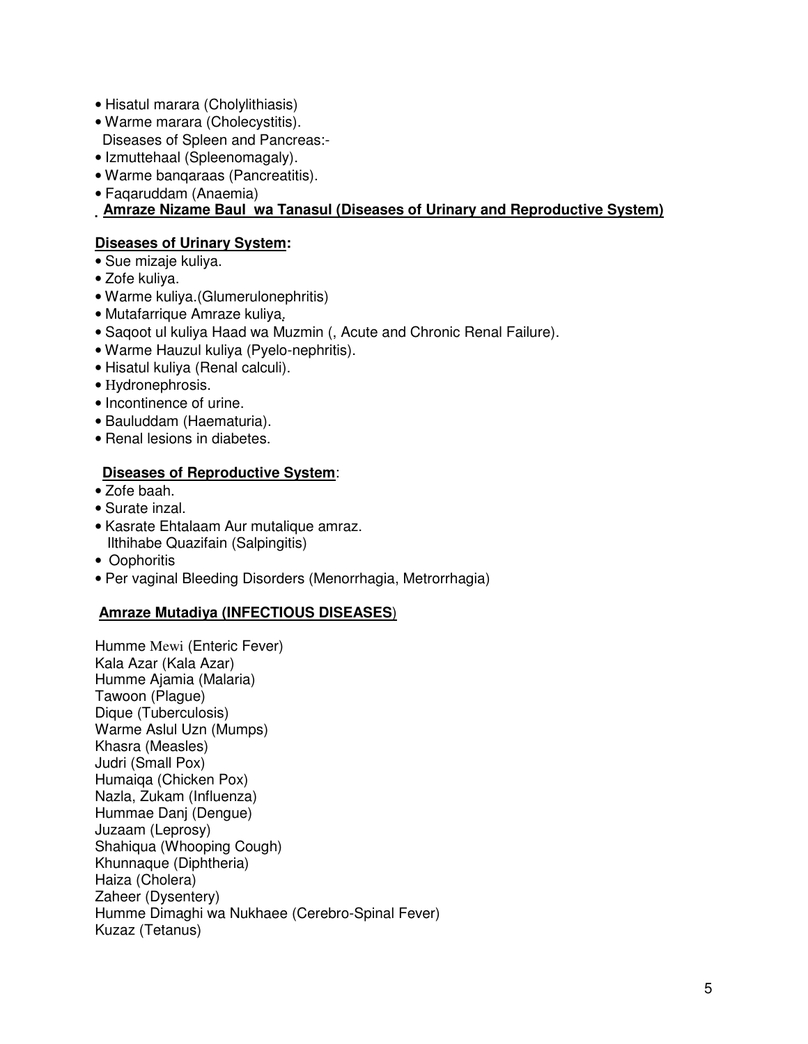- Hisatul marara (Cholylithiasis)
- Warme marara (Cholecystitis).

Diseases of Spleen and Pancreas:-

- Izmuttehaal (Spleenomagaly).
- Warme banqaraas (Pancreatitis).
- Faqaruddam (Anaemia)

**Amraze Nizame Baul wa Tanasul (Diseases of Urinary and Reproductive System)**

**Diseases of Urinary System:**

- Sue mizaje kuliya.
- Zofe kuliya.
- Warme kuliya.(Glumerulonephritis)
- Mutafarrique Amraze kuliya.
- Saqoot ul kuliya Haad wa Muzmin (, Acute and Chronic Renal Failure).
- Warme Hauzul kuliya (Pyelo-nephritis).
- Hisatul kuliya (Renal calculi).
- Hydronephrosis.
- Incontinence of urine.
- Bauluddam (Haematuria).
- Renal lesions in diabetes.

**Diseases of Reproductive System**:

- Zofe baah.
- Surate inzal.
- Kasrate Ehtalaam Aur mutalique amraz.
  Ilthihabe Quazifain (Salpingitis)
- Oophoritis
- Per vaginal Bleeding Disorders (Menorrhagia, Metrorrhagia)

**Amraze Mutadiya (INFECTIOUS DISEASES**)

Humme Mewi (Enteric Fever)
Kala Azar (Kala Azar)
Humme Ajamia (Malaria)
Tawoon (Plague)
Dique (Tuberculosis)
Warme Aslul Uzn (Mumps)
Khasra (Measles)
Judri (Small Pox)
Humaiqa (Chicken Pox)
Nazla, Zukam (Influenza)
Hummae Danj (Dengue)
Juzaam (Leprosy)
Shahiqua (Whooping Cough)
Khunnaque (Diphtheria)
Haiza (Cholera)
Zaheer (Dysentery)
Humme Dimaghi wa Nukhaee (Cerebro-Spinal Fever)
Kuzaz (Tetanus)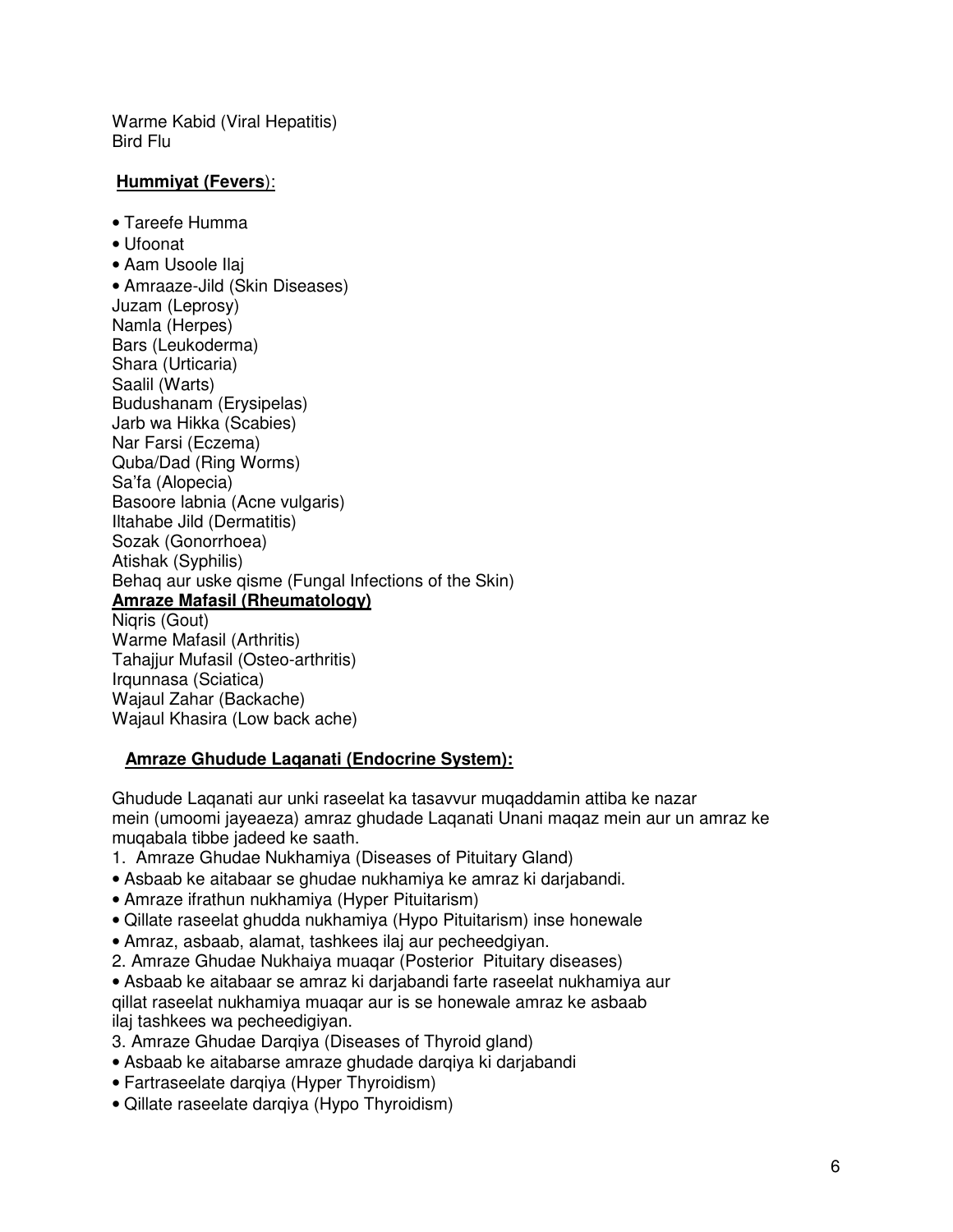Warme Kabid (Viral Hepatitis)
Bird Flu

**Hummiyat (Fevers)**:

- Tareefe Humma
- Ufoonat
- Aam Usoole Ilaj
- Amraaze-Jild (Skin Diseases)

Juzam (Leprosy)
Namla (Herpes)
Bars (Leukoderma)
Shara (Urticaria)
Saalil (Warts)
Budushanam (Erysipelas)
Jarb wa Hikka (Scabies)
Nar Farsi (Eczema)
Quba/Dad (Ring Worms)
Sa'fa (Alopecia)
Basoore labnia (Acne vulgaris)
Iltahabe Jild (Dermatitis)
Sozak (Gonorrhoea)
Atishak (Syphilis)
Behaq aur uske qisme (Fungal Infections of the Skin)

**Amraze Mafasil (Rheumatology)**

Niqris (Gout)
Warme Mafasil (Arthritis)
Tahajjur Mufasil (Osteo-arthritis)
Irqunnasa (Sciatica)
Wajaul Zahar (Backache)
Wajaul Khasira (Low back ache)

**Amraze Ghudude Laqanati (Endocrine System):**

Ghudude Laqanati aur unki raseelat ka tasavvur muqaddamin attiba ke nazar mein (umoomi jayeaeza) amraz ghudade Laqanati Unani maqaz mein aur un amraz ke muqabala tibbe jadeed ke saath.

1. Amraze Ghudae Nukhamiya (Diseases of Pituitary Gland)

- Asbaab ke aitabaar se ghudae nukhamiya ke amraz ki darjabandi.
- Amraze ifrathun nukhamiya (Hyper Pituitarism)
- Qillate raseelat ghudda nukhamiya (Hypo Pituitarism) inse honewale
- Amraz, asbaab, alamat, tashkees ilaj aur pecheedgiyan.

2. Amraze Ghudae Nukhaiya muaqar (Posterior Pituitary diseases)

- Asbaab ke aitabaar se amraz ki darjabandi farte raseelat nukhamiya aur qillat raseelat nukhamiya muaqar aur is se honewale amraz ke asbaab ilaj tashkees wa pecheedigiyan.

3. Amraze Ghudae Darqiya (Diseases of Thyroid gland)

- Asbaab ke aitabarse amraze ghudade darqiya ki darjabandi
- Fartraseelate darqiya (Hyper Thyroidism)
- Qillate raseelate darqiya (Hypo Thyroidism)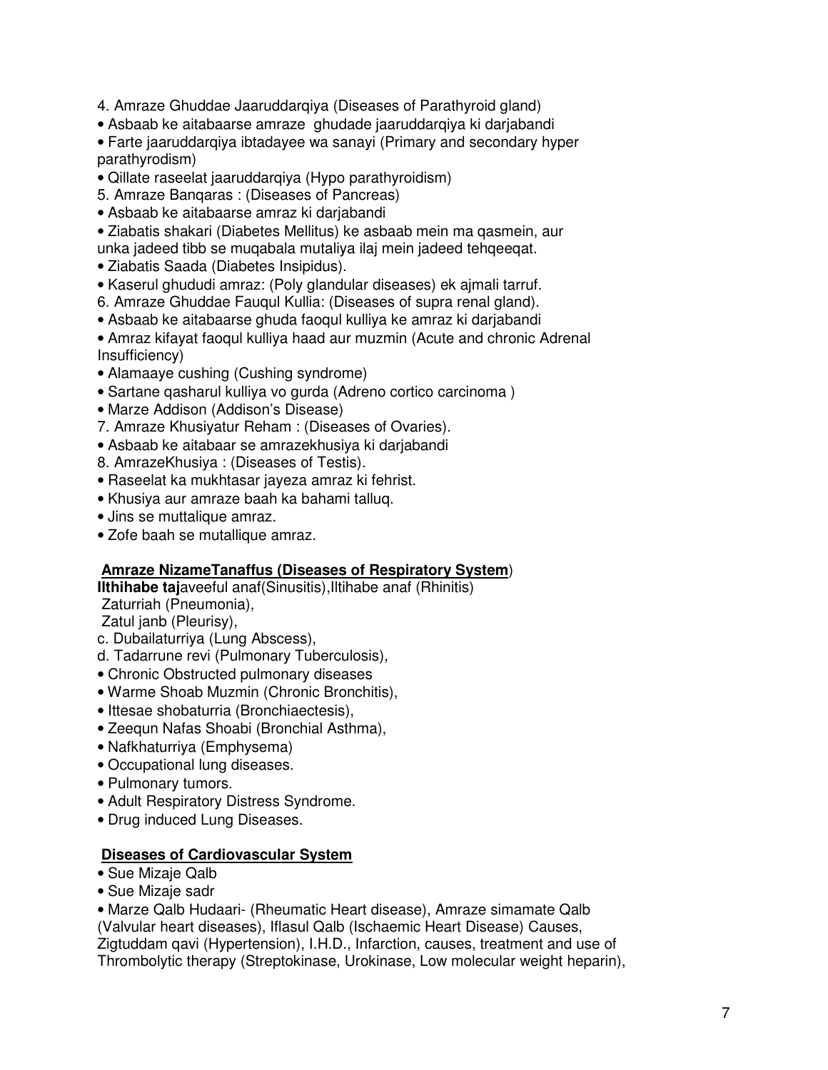4. Amraze Ghuddae Jaaruddarqiya (Diseases of Parathyroid gland)

- Asbaab ke aitabaarse amraze ghudade jaaruddarqiya ki darjabandi
- Farte jaaruddarqiya ibtadayee wa sanayi (Primary and secondary hyper parathyrodism)
- Qillate raseelat jaaruddarqiya (Hypo parathyroidism)

5. Amraze Banqaras : (Diseases of Pancreas)

- Asbaab ke aitabaarse amraz ki darjabandi
- Ziabatis shakari (Diabetes Mellitus) ke asbaab mein ma qasmein, aur unka jadeed tibb se muqabala mutaliya ilaj mein jadeed tehqeeqat.
- Ziabatis Saada (Diabetes Insipidus).
- Kaserul ghududi amraz: (Poly glandular diseases) ek ajmali tarruf.

6. Amraze Ghuddae Fauqul Kullia: (Diseases of supra renal gland).

- Asbaab ke aitabaarse ghuda faoqul kulliya ke amraz ki darjabandi
- Amraz kifayat faoqul kulliya haad aur muzmin (Acute and chronic Adrenal Insufficiency)
- Alamaaye cushing (Cushing syndrome)
- Sartane qasharul kulliya vo gurda (Adreno cortico carcinoma )
- Marze Addison (Addison's Disease)

7. Amraze Khusiyatur Reham : (Diseases of Ovaries).

- Asbaab ke aitabaar se amrazekhusiya ki darjabandi

8. AmrazeKhusiya : (Diseases of Testis).

- Raseelat ka mukhtasar jayeza amraz ki fehrist.
- Khusiya aur amraze baah ka bahami talluq.
- Jins se muttalique amraz.
- Zofe baah se mutallique amraz.

**Amraze NizameTanaffus (Diseases of Respiratory System)**

**Ilthihabe taj**aveeful anaf(Sinusitis),Iltihabe anaf (Rhinitis)
Zaturriah (Pneumonia),
Zatul janb (Pleurisy),
c. Dubailaturriya (Lung Abscess),
d. Tadarrune revi (Pulmonary Tuberculosis),

- Chronic Obstructed pulmonary diseases
- Warme Shoab Muzmin (Chronic Bronchitis),
- Ittesae shobaturria (Bronchiaectesis),
- Zeequn Nafas Shoabi (Bronchial Asthma),
- Nafkhaturriya (Emphysema)
- Occupational lung diseases.
- Pulmonary tumors.
- Adult Respiratory Distress Syndrome.
- Drug induced Lung Diseases.

**Diseases of Cardiovascular System**

- Sue Mizaje Qalb
- Sue Mizaje sadr
- Marze Qalb Hudaari- (Rheumatic Heart disease), Amraze simamate Qalb (Valvular heart diseases), Iflasul Qalb (Ischaemic Heart Disease) Causes, Zigtuddam qavi (Hypertension), I.H.D., Infarction, causes, treatment and use of Thrombolytic therapy (Streptokinase, Urokinase, Low molecular weight heparin),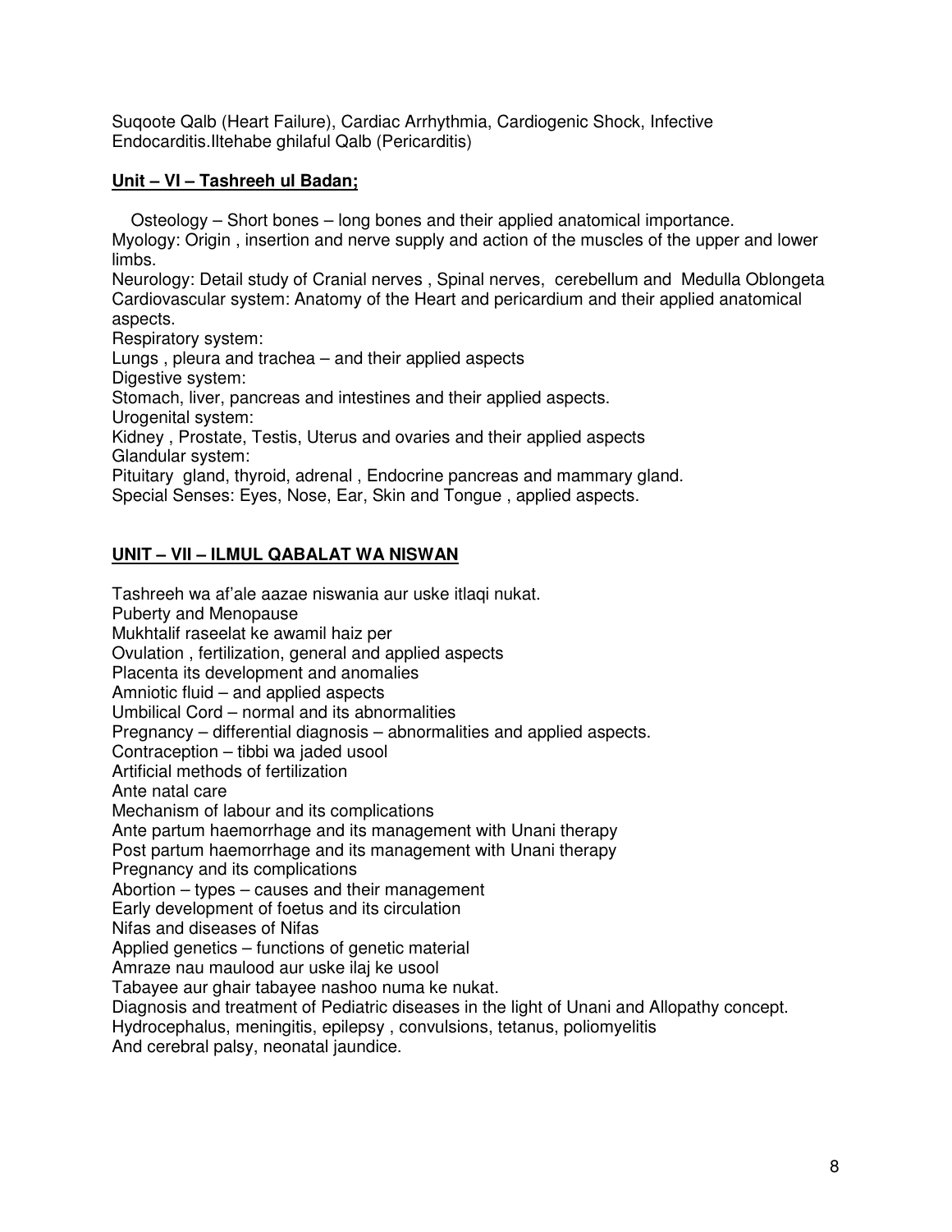Suqoote Qalb (Heart Failure), Cardiac Arrhythmia, Cardiogenic Shock, Infective Endocarditis.Iltehabe ghilaful Qalb (Pericarditis)

## **Unit – VI – Tashreeh ul Badan;**

Osteology – Short bones – long bones and their applied anatomical importance.
Myology: Origin , insertion and nerve supply and action of the muscles of the upper and lower limbs.
Neurology: Detail study of Cranial nerves , Spinal nerves, cerebellum and Medulla Oblongeta
Cardiovascular system: Anatomy of the Heart and pericardium and their applied anatomical aspects.
Respiratory system:
Lungs , pleura and trachea – and their applied aspects
Digestive system:
Stomach, liver, pancreas and intestines and their applied aspects.
Urogenital system:
Kidney , Prostate, Testis, Uterus and ovaries and their applied aspects
Glandular system:
Pituitary gland, thyroid, adrenal , Endocrine pancreas and mammary gland.
Special Senses: Eyes, Nose, Ear, Skin and Tongue , applied aspects.

## **UNIT – VII – ILMUL QABALAT WA NISWAN**

Tashreeh wa af'ale aazae niswania aur uske itlaqi nukat.
Puberty and Menopause
Mukhtalif raseelat ke awamil haiz per
Ovulation , fertilization, general and applied aspects
Placenta its development and anomalies
Amniotic fluid – and applied aspects
Umbilical Cord – normal and its abnormalities
Pregnancy – differential diagnosis – abnormalities and applied aspects.
Contraception – tibbi wa jaded usool
Artificial methods of fertilization
Ante natal care
Mechanism of labour and its complications
Ante partum haemorrhage and its management with Unani therapy
Post partum haemorrhage and its management with Unani therapy
Pregnancy and its complications
Abortion – types – causes and their management
Early development of foetus and its circulation
Nifas and diseases of Nifas
Applied genetics – functions of genetic material
Amraze nau maulood aur uske ilaj ke usool
Tabayee aur ghair tabayee nashoo numa ke nukat.
Diagnosis and treatment of Pediatric diseases in the light of Unani and Allopathy concept.
Hydrocephalus, meningitis, epilepsy , convulsions, tetanus, poliomyelitis
And cerebral palsy, neonatal jaundice.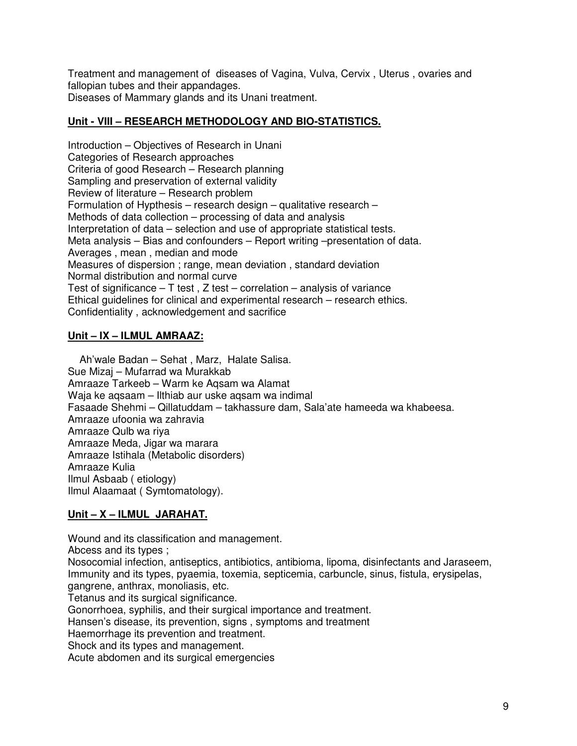Treatment and management of diseases of Vagina, Vulva, Cervix , Uterus , ovaries and fallopian tubes and their appandages.
Diseases of Mammary glands and its Unani treatment.

## Unit - VIII – RESEARCH METHODOLOGY AND BIO-STATISTICS.

Introduction – Objectives of Research in Unani
Categories of Research approaches
Criteria of good Research – Research planning
Sampling and preservation of external validity
Review of literature – Research problem
Formulation of Hypthesis – research design – qualitative research –
Methods of data collection – processing of data and analysis
Interpretation of data – selection and use of appropriate statistical tests.
Meta analysis – Bias and confounders – Report writing –presentation of data.
Averages , mean , median and mode
Measures of dispersion ; range, mean deviation , standard deviation
Normal distribution and normal curve
Test of significance – T test , Z test – correlation – analysis of variance
Ethical guidelines for clinical and experimental research – research ethics.
Confidentiality , acknowledgement and sacrifice

## Unit – IX – ILMUL AMRAAZ:

Ah'wale Badan – Sehat , Marz, Halate Salisa.
Sue Mizaj – Mufarrad wa Murakkab
Amraaze Tarkeeb – Warm ke Aqsam wa Alamat
Waja ke aqsaam – Ilthiab aur uske aqsam wa indimal
Fasaade Shehmi – Qillatuddam – takhassure dam, Sala'ate hameeda wa khabeesa.
Amraaze ufoonia wa zahravia
Amraaze Qulb wa riya
Amraaze Meda, Jigar wa marara
Amraaze Istihala (Metabolic disorders)
Amraaze Kulia
Ilmul Asbaab ( etiology)
Ilmul Alaamaat ( Symtomatology).

## Unit – X – ILMUL JARAHAT.

Wound and its classification and management.
Abcess and its types ;
Nosocomial infection, antiseptics, antibiotics, antibioma, lipoma, disinfectants and Jaraseem,
Immunity and its types, pyaemia, toxemia, septicemia, carbuncle, sinus, fistula, erysipelas, gangrene, anthrax, monoliasis, etc.
Tetanus and its surgical significance.
Gonorrhoea, syphilis, and their surgical importance and treatment.
Hansen's disease, its prevention, signs , symptoms and treatment
Haemorrhage its prevention and treatment.
Shock and its types and management.
Acute abdomen and its surgical emergencies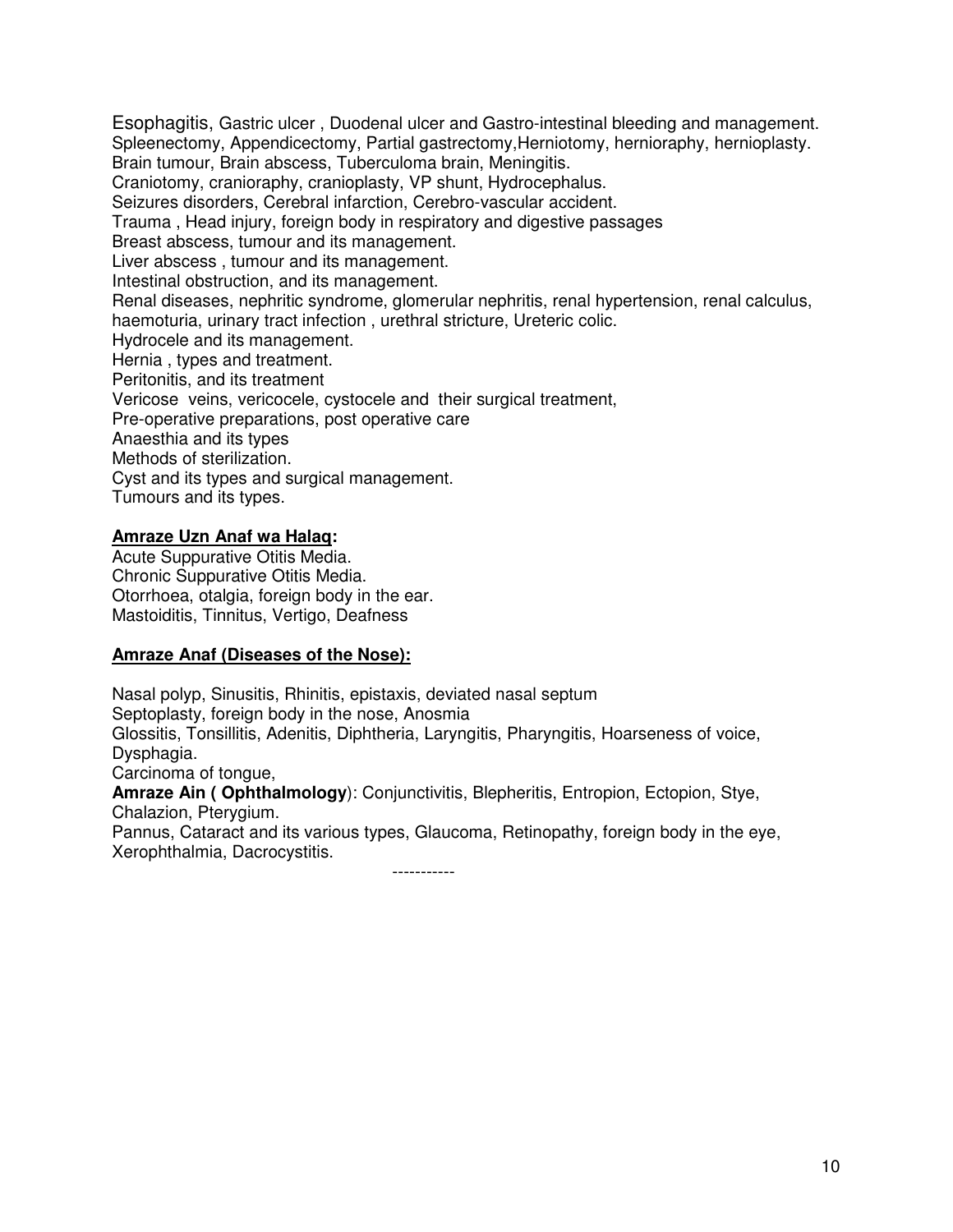Esophagitis, Gastric ulcer , Duodenal ulcer and Gastro-intestinal bleeding and management.
Spleenectomy, Appendicectomy, Partial gastrectomy,Herniotomy, hernioraphy, hernioplasty.
Brain tumour, Brain abscess, Tuberculoma brain, Meningitis.
Craniotomy, cranioraphy, cranioplasty, VP shunt, Hydrocephalus.
Seizures disorders, Cerebral infarction, Cerebro-vascular accident.
Trauma , Head injury, foreign body in respiratory and digestive passages
Breast abscess, tumour and its management.
Liver abscess , tumour and its management.
Intestinal obstruction, and its management.
Renal diseases, nephritic syndrome, glomerular nephritis, renal hypertension, renal calculus, haemoturia, urinary tract infection , urethral stricture, Ureteric colic.
Hydrocele and its management.
Hernia , types and treatment.
Peritonitis, and its treatment
Vericose veins, vericocele, cystocele and their surgical treatment,
Pre-operative preparations, post operative care
Anaesthia and its types
Methods of sterilization.
Cyst and its types and surgical management.
Tumours and its types.

**Amraze Uzn Anaf wa Halaq:**

Acute Suppurative Otitis Media.
Chronic Suppurative Otitis Media.
Otorrhoea, otalgia, foreign body in the ear.
Mastoiditis, Tinnitus, Vertigo, Deafness

**Amraze Anaf (Diseases of the Nose):**

Nasal polyp, Sinusitis, Rhinitis, epistaxis, deviated nasal septum
Septoplasty, foreign body in the nose, Anosmia
Glossitis, Tonsillitis, Adenitis, Diphtheria, Laryngitis, Pharyngitis, Hoarseness of voice, Dysphagia.
Carcinoma of tongue,
**Amraze Ain ( Ophthalmology**): Conjunctivitis, Blepheritis, Entropion, Ectopion, Stye, Chalazion, Pterygium.
Pannus, Cataract and its various types, Glaucoma, Retinopathy, foreign body in the eye, Xerophthalmia, Dacrocystitis.

-----------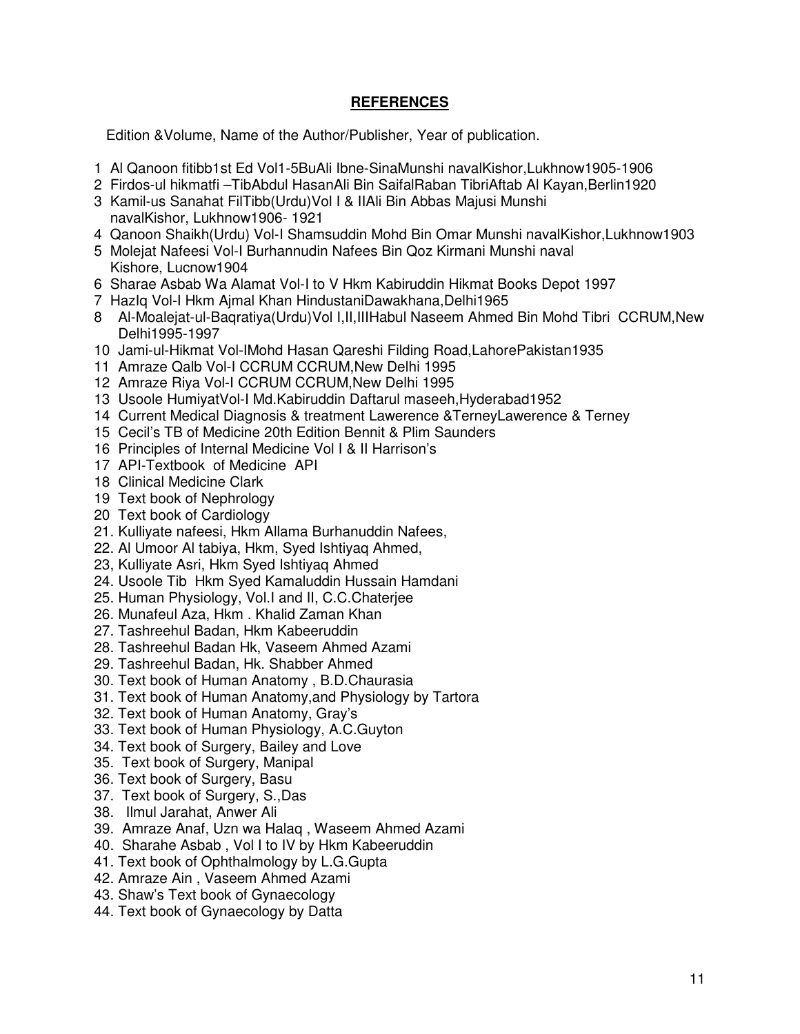## REFERENCES

Edition &Volume, Name of the Author/Publisher, Year of publication.

1 Al Qanoon fitibb1st Ed Vol1-5BuAli Ibne-SinaMunshi navalKishor,Lukhnow1905-1906
2 Firdos-ul hikmatfi –TibAbdul HasanAli Bin SaifalRaban TibriAftab Al Kayan,Berlin1920
3 Kamil-us Sanahat FilTibb(Urdu)Vol I & IIAli Bin Abbas Majusi Munshi navalKishor, Lukhnow1906- 1921
4 Qanoon Shaikh(Urdu) Vol-I Shamsuddin Mohd Bin Omar Munshi navalKishor,Lukhnow1903
5 Molejat Nafeesi Vol-I Burhannudin Nafees Bin Qoz Kirmani Munshi naval Kishore, Lucnow1904
6 Sharae Asbab Wa Alamat Vol-I to V Hkm Kabiruddin Hikmat Books Depot 1997
7 Hazlq Vol-I Hkm Ajmal Khan HindustaniDawakhana,Delhi1965
8 Al-Moalejat-ul-Baqratiya(Urdu)Vol I,II,IIIHabul Naseem Ahmed Bin Mohd Tibri CCRUM,New Delhi1995-1997
10 Jami-ul-Hikmat Vol-IMohd Hasan Qareshi Filding Road,LahorePakistan1935
11 Amraze Qalb Vol-I CCRUM CCRUM,New Delhi 1995
12 Amraze Riya Vol-I CCRUM CCRUM,New Delhi 1995
13 Usoole HumiyatVol-I Md.Kabiruddin Daftarul maseeh,Hyderabad1952
14 Current Medical Diagnosis & treatment Lawerence &TerneyLawerence & Terney
15 Cecil's TB of Medicine 20th Edition Bennit & Plim Saunders
16 Principles of Internal Medicine Vol I & II Harrison's
17 API-Textbook of Medicine API
18 Clinical Medicine Clark
19 Text book of Nephrology
20 Text book of Cardiology
21. Kulliyate nafeesi, Hkm Allama Burhanuddin Nafees,
22. Al Umoor Al tabiya, Hkm, Syed Ishtiyaq Ahmed,
23, Kulliyate Asri, Hkm Syed Ishtiyaq Ahmed
24. Usoole Tib Hkm Syed Kamaluddin Hussain Hamdani
25. Human Physiology, Vol.I and II, C.C.Chaterjee
26. Munafeul Aza, Hkm . Khalid Zaman Khan
27. Tashreehul Badan, Hkm Kabeeruddin
28. Tashreehul Badan Hk, Vaseem Ahmed Azami
29. Tashreehul Badan, Hk. Shabber Ahmed
30. Text book of Human Anatomy , B.D.Chaurasia
31. Text book of Human Anatomy,and Physiology by Tartora
32. Text book of Human Anatomy, Gray's
33. Text book of Human Physiology, A.C.Guyton
34. Text book of Surgery, Bailey and Love
35. Text book of Surgery, Manipal
36. Text book of Surgery, Basu
37. Text book of Surgery, S.,Das
38. Ilmul Jarahat, Anwer Ali
39. Amraze Anaf, Uzn wa Halaq , Waseem Ahmed Azami
40. Sharahe Asbab , Vol I to IV by Hkm Kabeeruddin
41. Text book of Ophthalmology by L.G.Gupta
42. Amraze Ain , Vaseem Ahmed Azami
43. Shaw's Text book of Gynaecology
44. Text book of Gynaecology by Datta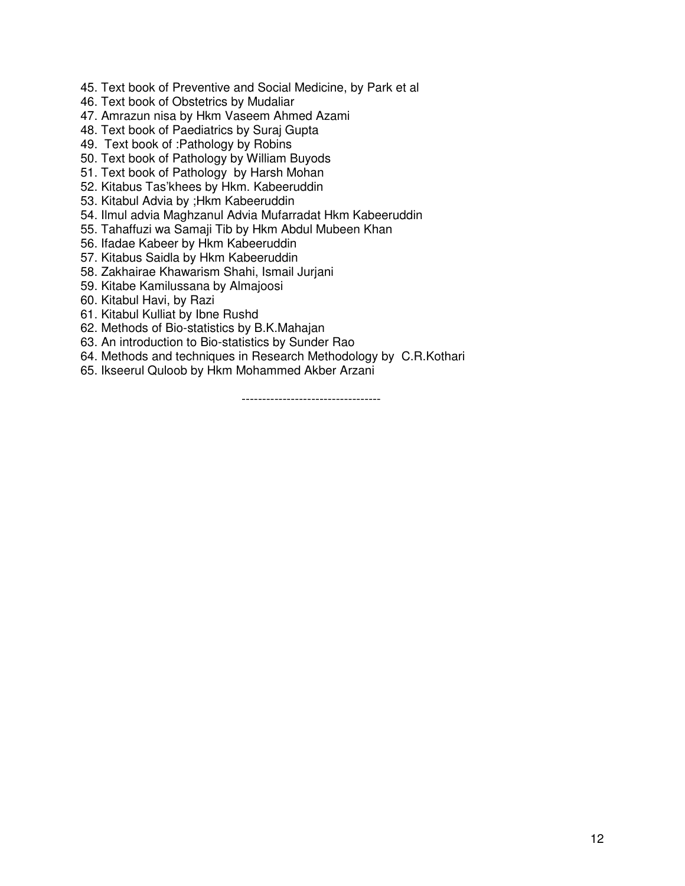45. Text book of Preventive and Social Medicine, by Park et al
46. Text book of Obstetrics by Mudaliar
47. Amrazun nisa by Hkm Vaseem Ahmed Azami
48. Text book of Paediatrics by Suraj Gupta
49. Text book of :Pathology by Robins
50. Text book of Pathology by William Buyods
51. Text book of Pathology by Harsh Mohan
52. Kitabus Tas'khees by Hkm. Kabeeruddin
53. Kitabul Advia by ;Hkm Kabeeruddin
54. Ilmul advia Maghzanul Advia Mufarradat Hkm Kabeeruddin
55. Tahaffuzi wa Samaji Tib by Hkm Abdul Mubeen Khan
56. Ifadae Kabeer by Hkm Kabeeruddin
57. Kitabus Saidla by Hkm Kabeeruddin
58. Zakhairae Khawarism Shahi, Ismail Jurjani
59. Kitabe Kamilussana by Almajoosi
60. Kitabul Havi, by Razi
61. Kitabul Kulliat by Ibne Rushd
62. Methods of Bio-statistics by B.K.Mahajan
63. An introduction to Bio-statistics by Sunder Rao
64. Methods and techniques in Research Methodology by C.R.Kothari
65. Ikseerul Quloob by Hkm Mohammed Akber Arzani

----------------------------------